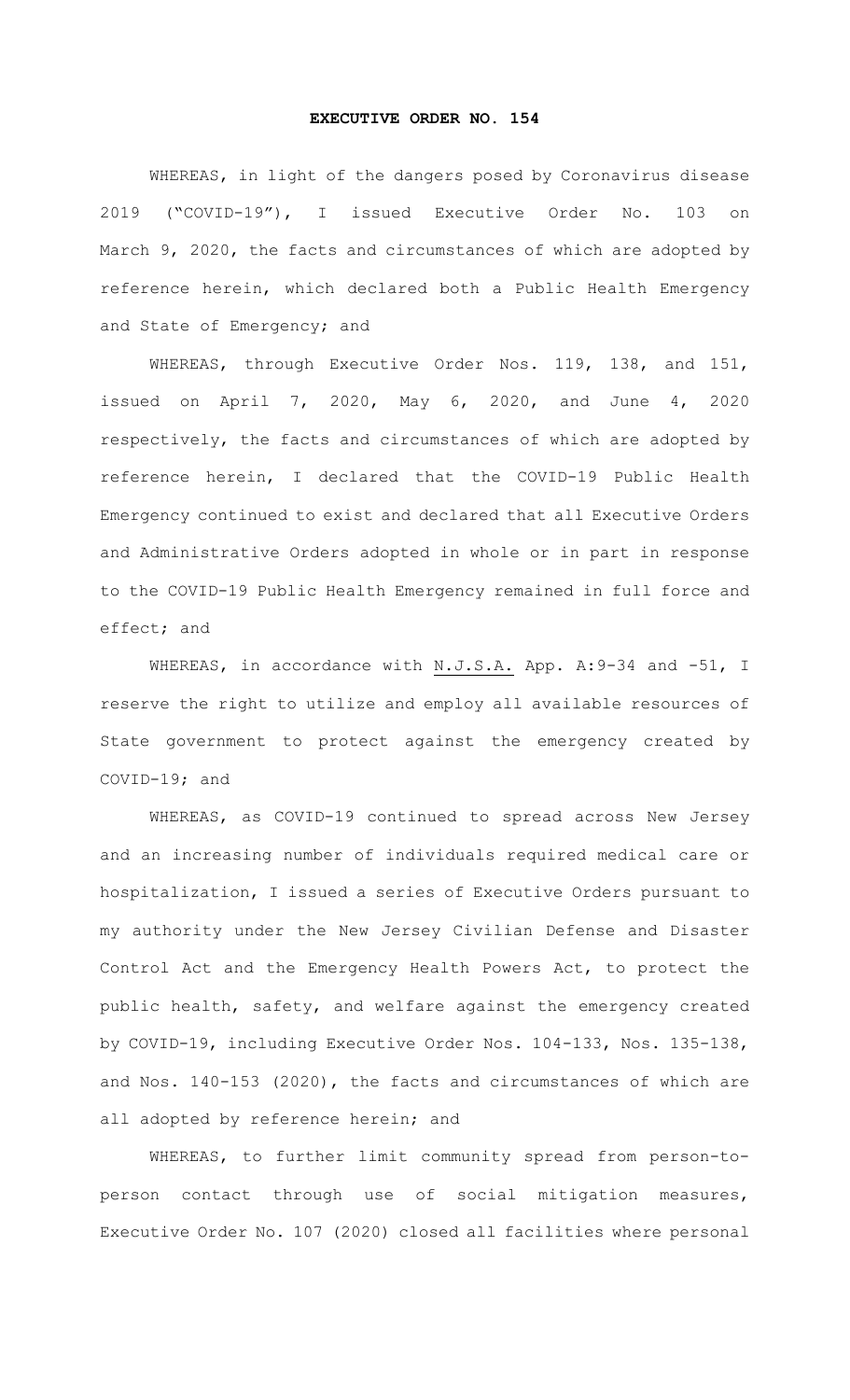# EXECUTIVE ORDER NO. 154

WHEREAS, in light of the dangers posed by Coronavirus disease 2019 ("COVID-19"), I issued Executive Order No. 103 on March 9, 2020, the facts and circumstances of which are adopted by reference herein, which declared both a Public Health Emergency and State of Emergency; and

WHEREAS, through Executive Order Nos. 119, 138, and 151, issued on April 7, 2020, May 6, 2020, and June 4, 2020 respectively, the facts and circumstances of which are adopted by reference herein, I declared that the COVID-19 Public Health Emergency continued to exist and declared that all Executive Orders and Administrative Orders adopted in whole or in part in response to the COVID-19 Public Health Emergency remained in full force and effect; and

WHEREAS, in accordance with N.J.S.A. App. A:9-34 and -51, I reserve the right to utilize and employ all available resources of State government to protect against the emergency created by COVID-19; and

WHEREAS, as COVID-19 continued to spread across New Jersey and an increasing number of individuals required medical care or hospitalization, I issued a series of Executive Orders pursuant to my authority under the New Jersey Civilian Defense and Disaster Control Act and the Emergency Health Powers Act, to protect the public health, safety, and welfare against the emergency created by COVID-19, including Executive Order Nos. 104-133, Nos. 135-138, and Nos. 140-153 (2020), the facts and circumstances of which are all adopted by reference herein; and

WHEREAS, to further limit community spread from person-to-person contact through use of social mitigation measures, Executive Order No. 107 (2020) closed all facilities where personal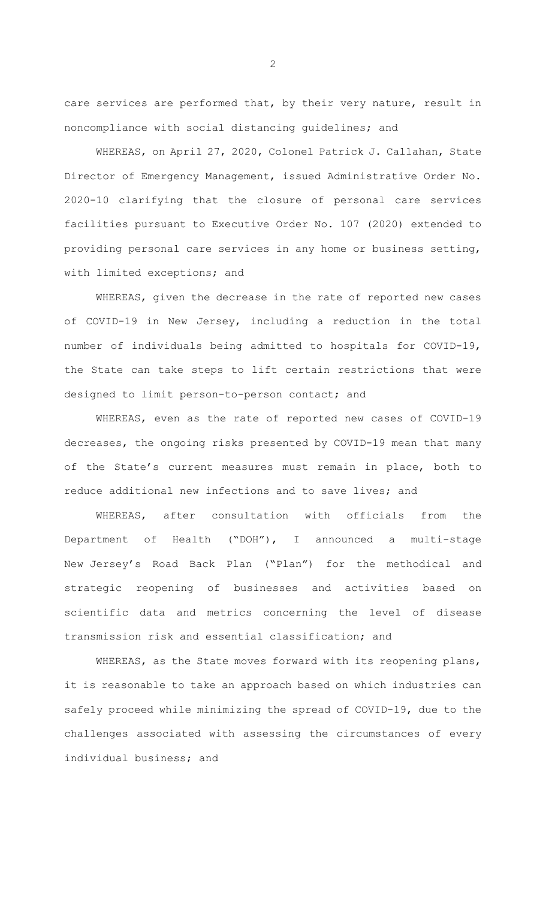care services are performed that, by their very nature, result in noncompliance with social distancing guidelines; and

WHEREAS, on April 27, 2020, Colonel Patrick J. Callahan, State Director of Emergency Management, issued Administrative Order No. 2020-10 clarifying that the closure of personal care services facilities pursuant to Executive Order No. 107 (2020) extended to providing personal care services in any home or business setting, with limited exceptions; and

WHEREAS, given the decrease in the rate of reported new cases of COVID-19 in New Jersey, including a reduction in the total number of individuals being admitted to hospitals for COVID-19, the State can take steps to lift certain restrictions that were designed to limit person-to-person contact; and

WHEREAS, even as the rate of reported new cases of COVID-19 decreases, the ongoing risks presented by COVID-19 mean that many of the State's current measures must remain in place, both to reduce additional new infections and to save lives; and

WHEREAS, after consultation with officials from the Department of Health ("DOH"), I announced a multi-stage New Jersey's Road Back Plan ("Plan") for the methodical and strategic reopening of businesses and activities based on scientific data and metrics concerning the level of disease transmission risk and essential classification; and

WHEREAS, as the State moves forward with its reopening plans, it is reasonable to take an approach based on which industries can safely proceed while minimizing the spread of COVID-19, due to the challenges associated with assessing the circumstances of every individual business; and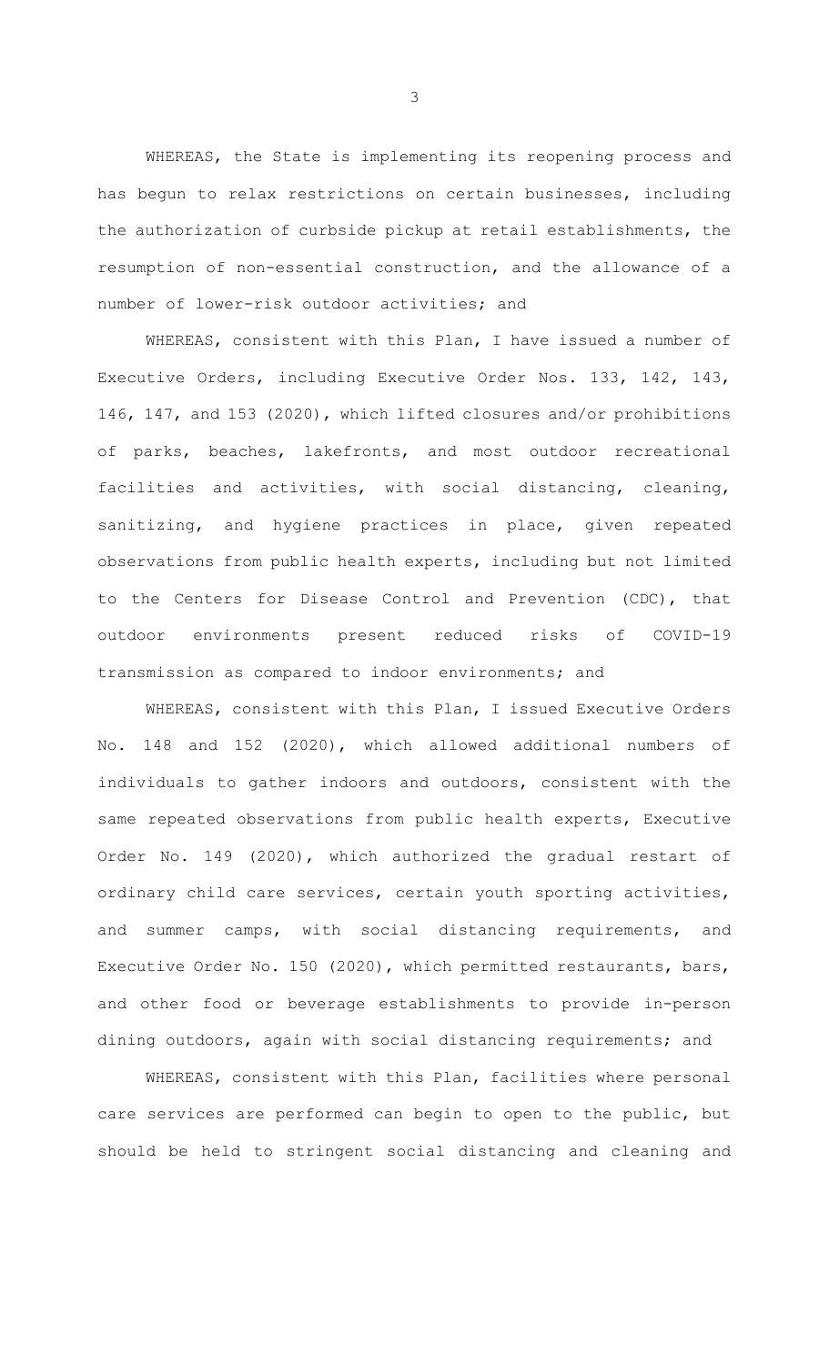WHEREAS, the State is implementing its reopening process and has begun to relax restrictions on certain businesses, including the authorization of curbside pickup at retail establishments, the resumption of non-essential construction, and the allowance of a number of lower-risk outdoor activities; and

WHEREAS, consistent with this Plan, I have issued a number of Executive Orders, including Executive Order Nos. 133, 142, 143, 146, 147, and 153 (2020), which lifted closures and/or prohibitions of parks, beaches, lakefronts, and most outdoor recreational facilities and activities, with social distancing, cleaning, sanitizing, and hygiene practices in place, given repeated observations from public health experts, including but not limited to the Centers for Disease Control and Prevention (CDC), that outdoor environments present reduced risks of COVID-19 transmission as compared to indoor environments; and

WHEREAS, consistent with this Plan, I issued Executive Orders No. 148 and 152 (2020), which allowed additional numbers of individuals to gather indoors and outdoors, consistent with the same repeated observations from public health experts, Executive Order No. 149 (2020), which authorized the gradual restart of ordinary child care services, certain youth sporting activities, and summer camps, with social distancing requirements, and Executive Order No. 150 (2020), which permitted restaurants, bars, and other food or beverage establishments to provide in-person dining outdoors, again with social distancing requirements; and

WHEREAS, consistent with this Plan, facilities where personal care services are performed can begin to open to the public, but should be held to stringent social distancing and cleaning and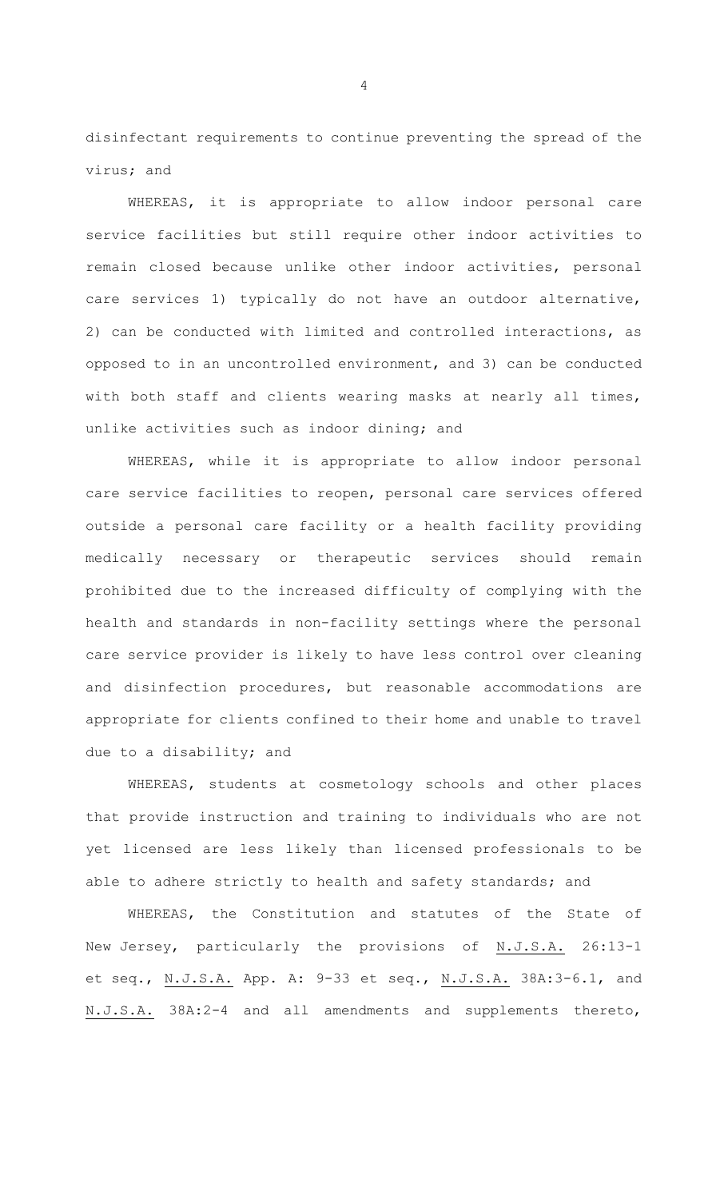disinfectant requirements to continue preventing the spread of the virus; and

WHEREAS, it is appropriate to allow indoor personal care service facilities but still require other indoor activities to remain closed because unlike other indoor activities, personal care services 1) typically do not have an outdoor alternative, 2) can be conducted with limited and controlled interactions, as opposed to in an uncontrolled environment, and 3) can be conducted with both staff and clients wearing masks at nearly all times, unlike activities such as indoor dining; and

WHEREAS, while it is appropriate to allow indoor personal care service facilities to reopen, personal care services offered outside a personal care facility or a health facility providing medically necessary or therapeutic services should remain prohibited due to the increased difficulty of complying with the health and standards in non-facility settings where the personal care service provider is likely to have less control over cleaning and disinfection procedures, but reasonable accommodations are appropriate for clients confined to their home and unable to travel due to a disability; and

WHEREAS, students at cosmetology schools and other places that provide instruction and training to individuals who are not yet licensed are less likely than licensed professionals to be able to adhere strictly to health and safety standards; and

WHEREAS, the Constitution and statutes of the State of New Jersey, particularly the provisions of N.J.S.A. 26:13-1 et seq., N.J.S.A. App. A: 9-33 et seq., N.J.S.A. 38A:3-6.1, and N.J.S.A. 38A:2-4 and all amendments and supplements thereto,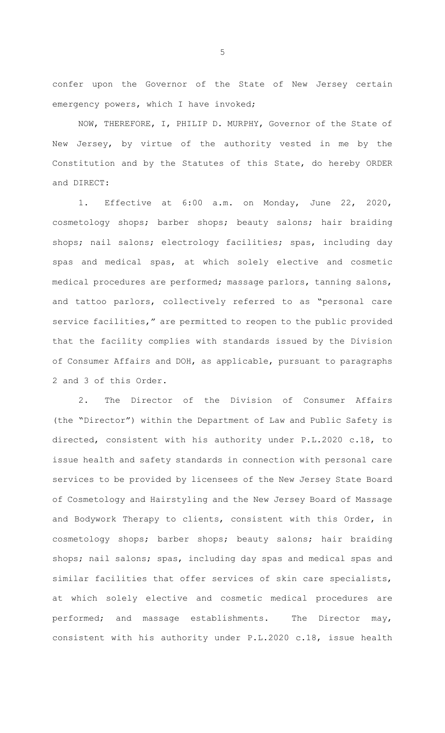confer upon the Governor of the State of New Jersey certain emergency powers, which I have invoked;

NOW, THEREFORE, I, PHILIP D. MURPHY, Governor of the State of New Jersey, by virtue of the authority vested in me by the Constitution and by the Statutes of this State, do hereby ORDER and DIRECT:

1. Effective at 6:00 a.m. on Monday, June 22, 2020, cosmetology shops; barber shops; beauty salons; hair braiding shops; nail salons; electrology facilities; spas, including day spas and medical spas, at which solely elective and cosmetic medical procedures are performed; massage parlors, tanning salons, and tattoo parlors, collectively referred to as "personal care service facilities," are permitted to reopen to the public provided that the facility complies with standards issued by the Division of Consumer Affairs and DOH, as applicable, pursuant to paragraphs 2 and 3 of this Order.

2. The Director of the Division of Consumer Affairs (the "Director") within the Department of Law and Public Safety is directed, consistent with his authority under P.L.2020 c.18, to issue health and safety standards in connection with personal care services to be provided by licensees of the New Jersey State Board of Cosmetology and Hairstyling and the New Jersey Board of Massage and Bodywork Therapy to clients, consistent with this Order, in cosmetology shops; barber shops; beauty salons; hair braiding shops; nail salons; spas, including day spas and medical spas and similar facilities that offer services of skin care specialists, at which solely elective and cosmetic medical procedures are performed; and massage establishments. The Director may, consistent with his authority under P.L.2020 c.18, issue health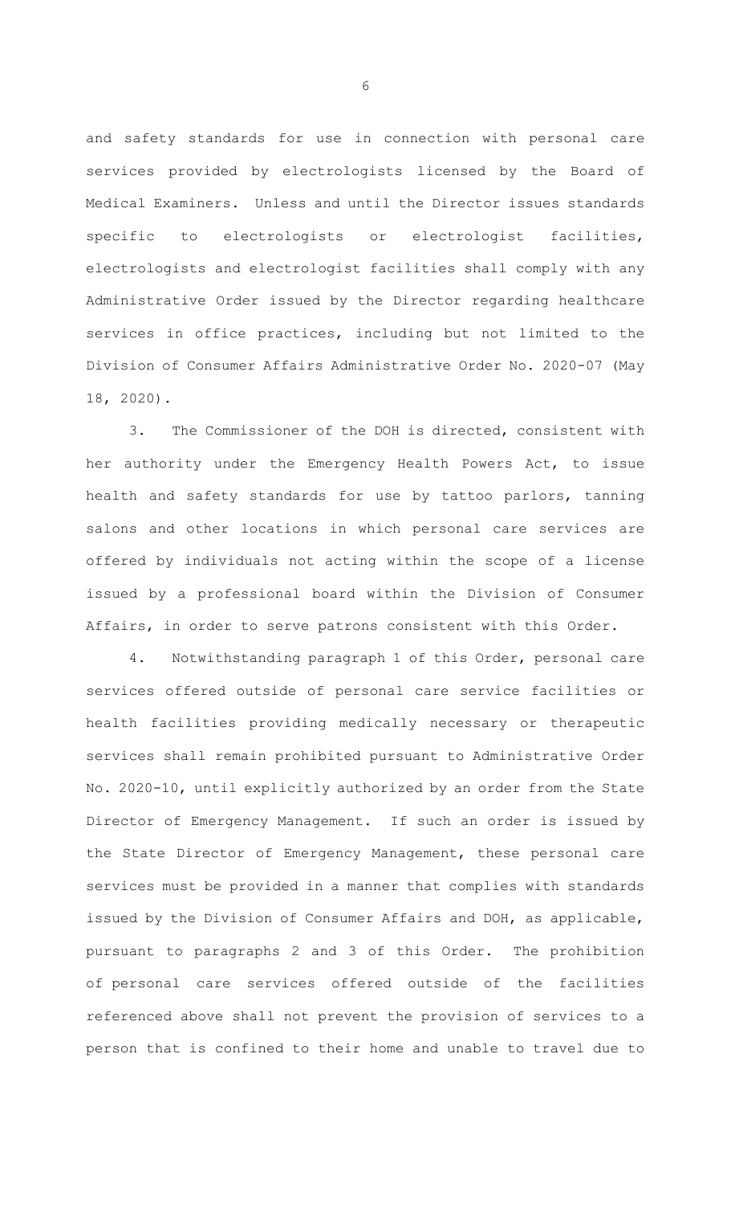and safety standards for use in connection with personal care services provided by electrologists licensed by the Board of Medical Examiners. Unless and until the Director issues standards specific to electrologists or electrologist facilities, electrologists and electrologist facilities shall comply with any Administrative Order issued by the Director regarding healthcare services in office practices, including but not limited to the Division of Consumer Affairs Administrative Order No. 2020-07 (May 18, 2020).

3. The Commissioner of the DOH is directed, consistent with her authority under the Emergency Health Powers Act, to issue health and safety standards for use by tattoo parlors, tanning salons and other locations in which personal care services are offered by individuals not acting within the scope of a license issued by a professional board within the Division of Consumer Affairs, in order to serve patrons consistent with this Order.

4. Notwithstanding paragraph 1 of this Order, personal care services offered outside of personal care service facilities or health facilities providing medically necessary or therapeutic services shall remain prohibited pursuant to Administrative Order No. 2020-10, until explicitly authorized by an order from the State Director of Emergency Management. If such an order is issued by the State Director of Emergency Management, these personal care services must be provided in a manner that complies with standards issued by the Division of Consumer Affairs and DOH, as applicable, pursuant to paragraphs 2 and 3 of this Order. The prohibition of personal care services offered outside of the facilities referenced above shall not prevent the provision of services to a person that is confined to their home and unable to travel due to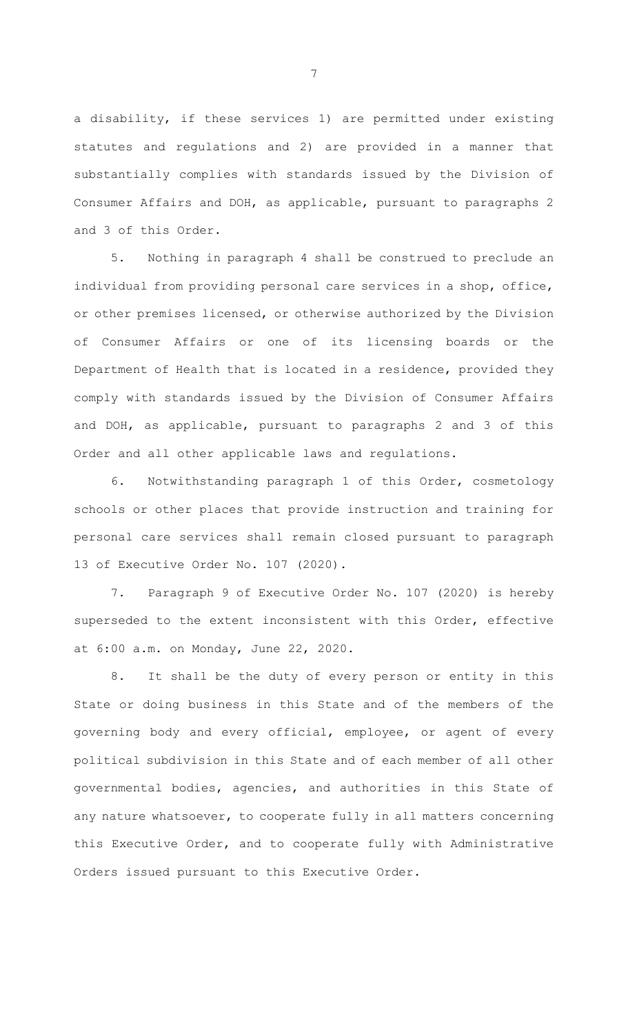a disability, if these services 1) are permitted under existing statutes and regulations and 2) are provided in a manner that substantially complies with standards issued by the Division of Consumer Affairs and DOH, as applicable, pursuant to paragraphs 2 and 3 of this Order.

5. Nothing in paragraph 4 shall be construed to preclude an individual from providing personal care services in a shop, office, or other premises licensed, or otherwise authorized by the Division of Consumer Affairs or one of its licensing boards or the Department of Health that is located in a residence, provided they comply with standards issued by the Division of Consumer Affairs and DOH, as applicable, pursuant to paragraphs 2 and 3 of this Order and all other applicable laws and regulations.

6. Notwithstanding paragraph 1 of this Order, cosmetology schools or other places that provide instruction and training for personal care services shall remain closed pursuant to paragraph 13 of Executive Order No. 107 (2020).

7. Paragraph 9 of Executive Order No. 107 (2020) is hereby superseded to the extent inconsistent with this Order, effective at 6:00 a.m. on Monday, June 22, 2020.

8. It shall be the duty of every person or entity in this State or doing business in this State and of the members of the governing body and every official, employee, or agent of every political subdivision in this State and of each member of all other governmental bodies, agencies, and authorities in this State of any nature whatsoever, to cooperate fully in all matters concerning this Executive Order, and to cooperate fully with Administrative Orders issued pursuant to this Executive Order.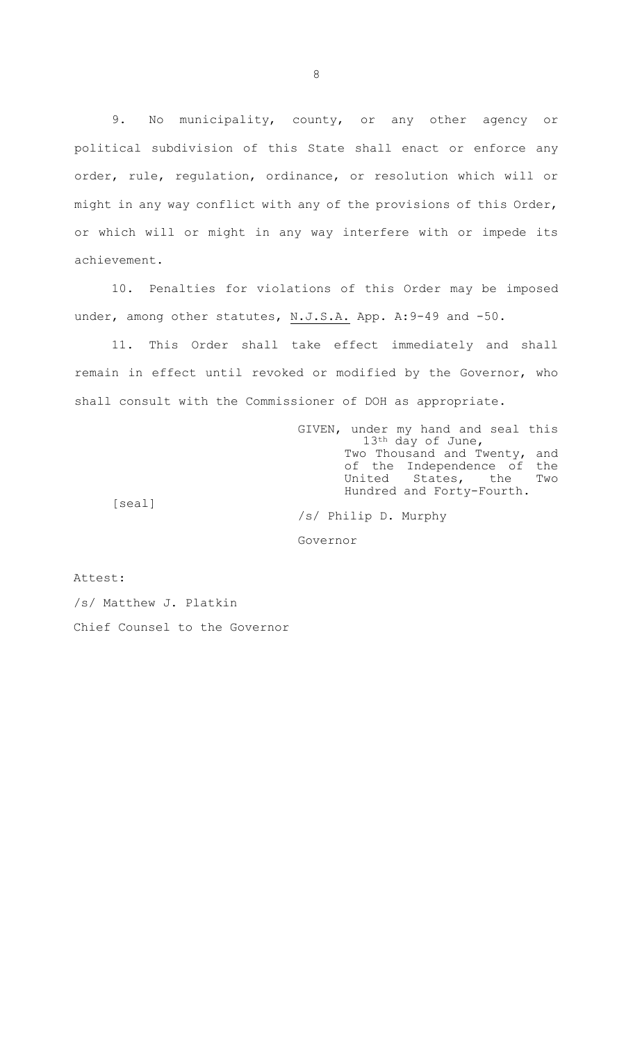9. No municipality, county, or any other agency or political subdivision of this State shall enact or enforce any order, rule, regulation, ordinance, or resolution which will or might in any way conflict with any of the provisions of this Order, or which will or might in any way interfere with or impede its achievement.

10. Penalties for violations of this Order may be imposed under, among other statutes, N.J.S.A. App. A:9-49 and -50.

11. This Order shall take effect immediately and shall remain in effect until revoked or modified by the Governor, who shall consult with the Commissioner of DOH as appropriate.

GIVEN, under my hand and seal this 13th day of June, Two Thousand and Twenty, and of the Independence of the United States, the Two Hundred and Forty-Fourth.

[seal]

/s/ Philip D. Murphy

Governor

Attest:

/s/ Matthew J. Platkin

Chief Counsel to the Governor